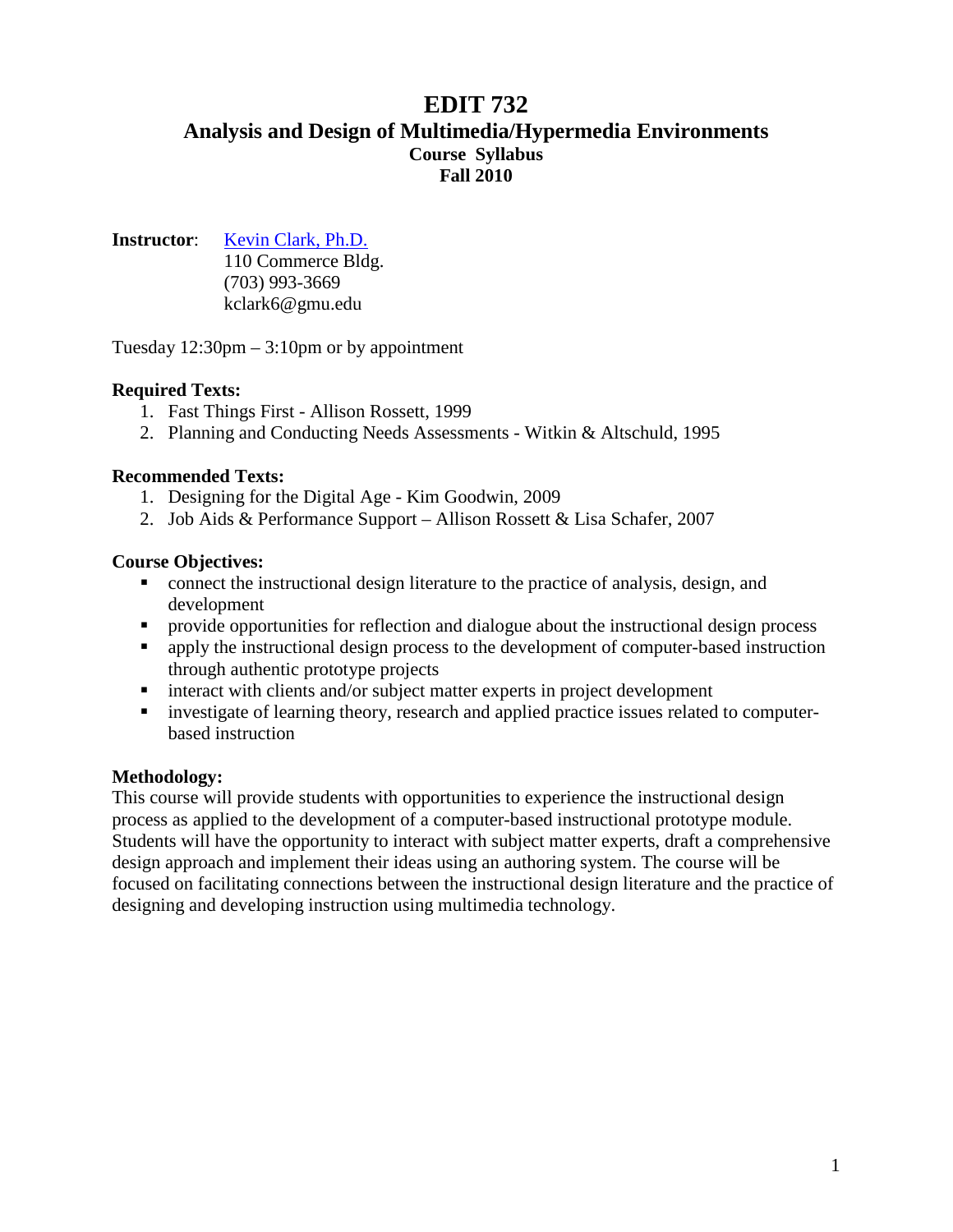# EDIT 732

## Analysis and Design of Multimedia/Hypermedia Environments

### Course Syllabus

### Fall 2010

**Instructor**: [Kevin Clark, Ph.D.]
110 Commerce Bldg.
(703) 993-3669
kclark6@gmu.edu

Tuesday 12:30pm – 3:10pm or by appointment

**Required Texts:**

1. Fast Things First - Allison Rossett, 1999
2. Planning and Conducting Needs Assessments - Witkin & Altschuld, 1995

**Recommended Texts:**

1. Designing for the Digital Age - Kim Goodwin, 2009
2. Job Aids & Performance Support – Allison Rossett & Lisa Schafer, 2007

**Course Objectives:**

- connect the instructional design literature to the practice of analysis, design, and development
- provide opportunities for reflection and dialogue about the instructional design process
- apply the instructional design process to the development of computer-based instruction through authentic prototype projects
- interact with clients and/or subject matter experts in project development
- investigate of learning theory, research and applied practice issues related to computer-based instruction

**Methodology:**

This course will provide students with opportunities to experience the instructional design process as applied to the development of a computer-based instructional prototype module. Students will have the opportunity to interact with subject matter experts, draft a comprehensive design approach and implement their ideas using an authoring system. The course will be focused on facilitating connections between the instructional design literature and the practice of designing and developing instruction using multimedia technology.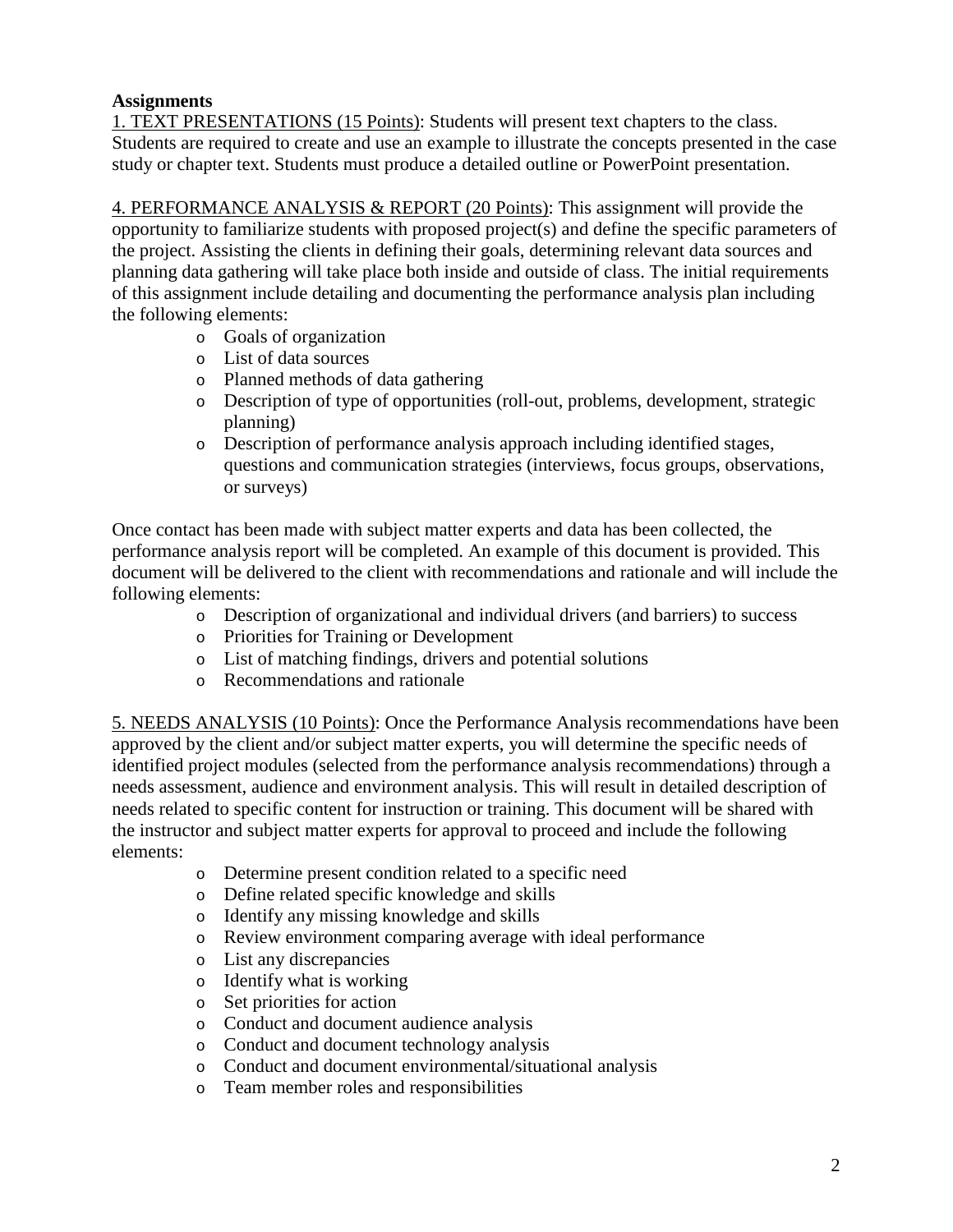**Assignments**

1. <u>TEXT PRESENTATIONS (15 Points)</u>: Students will present text chapters to the class. Students are required to create and use an example to illustrate the concepts presented in the case study or chapter text. Students must produce a detailed outline or PowerPoint presentation.

4. <u>PERFORMANCE ANALYSIS & REPORT (20 Points)</u>: This assignment will provide the opportunity to familiarize students with proposed project(s) and define the specific parameters of the project. Assisting the clients in defining their goals, determining relevant data sources and planning data gathering will take place both inside and outside of class. The initial requirements of this assignment include detailing and documenting the performance analysis plan including the following elements:

- Goals of organization
- List of data sources
- Planned methods of data gathering
- Description of type of opportunities (roll-out, problems, development, strategic planning)
- Description of performance analysis approach including identified stages, questions and communication strategies (interviews, focus groups, observations, or surveys)

Once contact has been made with subject matter experts and data has been collected, the performance analysis report will be completed. An example of this document is provided. This document will be delivered to the client with recommendations and rationale and will include the following elements:

- Description of organizational and individual drivers (and barriers) to success
- Priorities for Training or Development
- List of matching findings, drivers and potential solutions
- Recommendations and rationale

5. <u>NEEDS ANALYSIS (10 Points)</u>: Once the Performance Analysis recommendations have been approved by the client and/or subject matter experts, you will determine the specific needs of identified project modules (selected from the performance analysis recommendations) through a needs assessment, audience and environment analysis. This will result in detailed description of needs related to specific content for instruction or training. This document will be shared with the instructor and subject matter experts for approval to proceed and include the following elements:

- Determine present condition related to a specific need
- Define related specific knowledge and skills
- Identify any missing knowledge and skills
- Review environment comparing average with ideal performance
- List any discrepancies
- Identify what is working
- Set priorities for action
- Conduct and document audience analysis
- Conduct and document technology analysis
- Conduct and document environmental/situational analysis
- Team member roles and responsibilities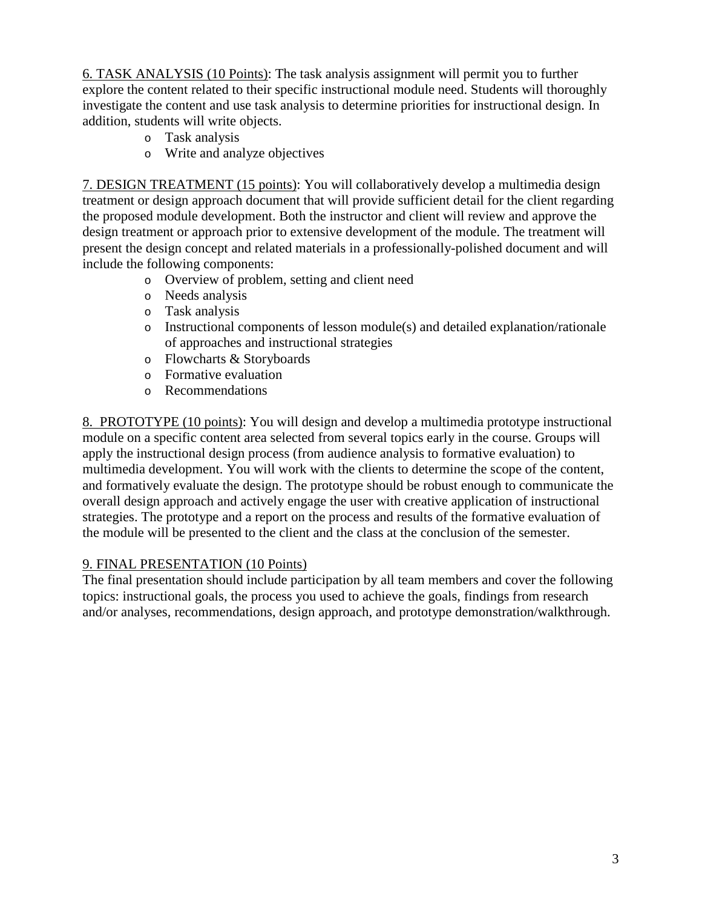6. TASK ANALYSIS (10 Points): The task analysis assignment will permit you to further explore the content related to their specific instructional module need. Students will thoroughly investigate the content and use task analysis to determine priorities for instructional design. In addition, students will write objects.

- Task analysis
- Write and analyze objectives

7. DESIGN TREATMENT (15 points): You will collaboratively develop a multimedia design treatment or design approach document that will provide sufficient detail for the client regarding the proposed module development. Both the instructor and client will review and approve the design treatment or approach prior to extensive development of the module. The treatment will present the design concept and related materials in a professionally-polished document and will include the following components:

- Overview of problem, setting and client need
- Needs analysis
- Task analysis
- Instructional components of lesson module(s) and detailed explanation/rationale of approaches and instructional strategies
- Flowcharts & Storyboards
- Formative evaluation
- Recommendations

8. PROTOTYPE (10 points): You will design and develop a multimedia prototype instructional module on a specific content area selected from several topics early in the course. Groups will apply the instructional design process (from audience analysis to formative evaluation) to multimedia development. You will work with the clients to determine the scope of the content, and formatively evaluate the design. The prototype should be robust enough to communicate the overall design approach and actively engage the user with creative application of instructional strategies. The prototype and a report on the process and results of the formative evaluation of the module will be presented to the client and the class at the conclusion of the semester.

9. FINAL PRESENTATION (10 Points)

The final presentation should include participation by all team members and cover the following topics: instructional goals, the process you used to achieve the goals, findings from research and/or analyses, recommendations, design approach, and prototype demonstration/walkthrough.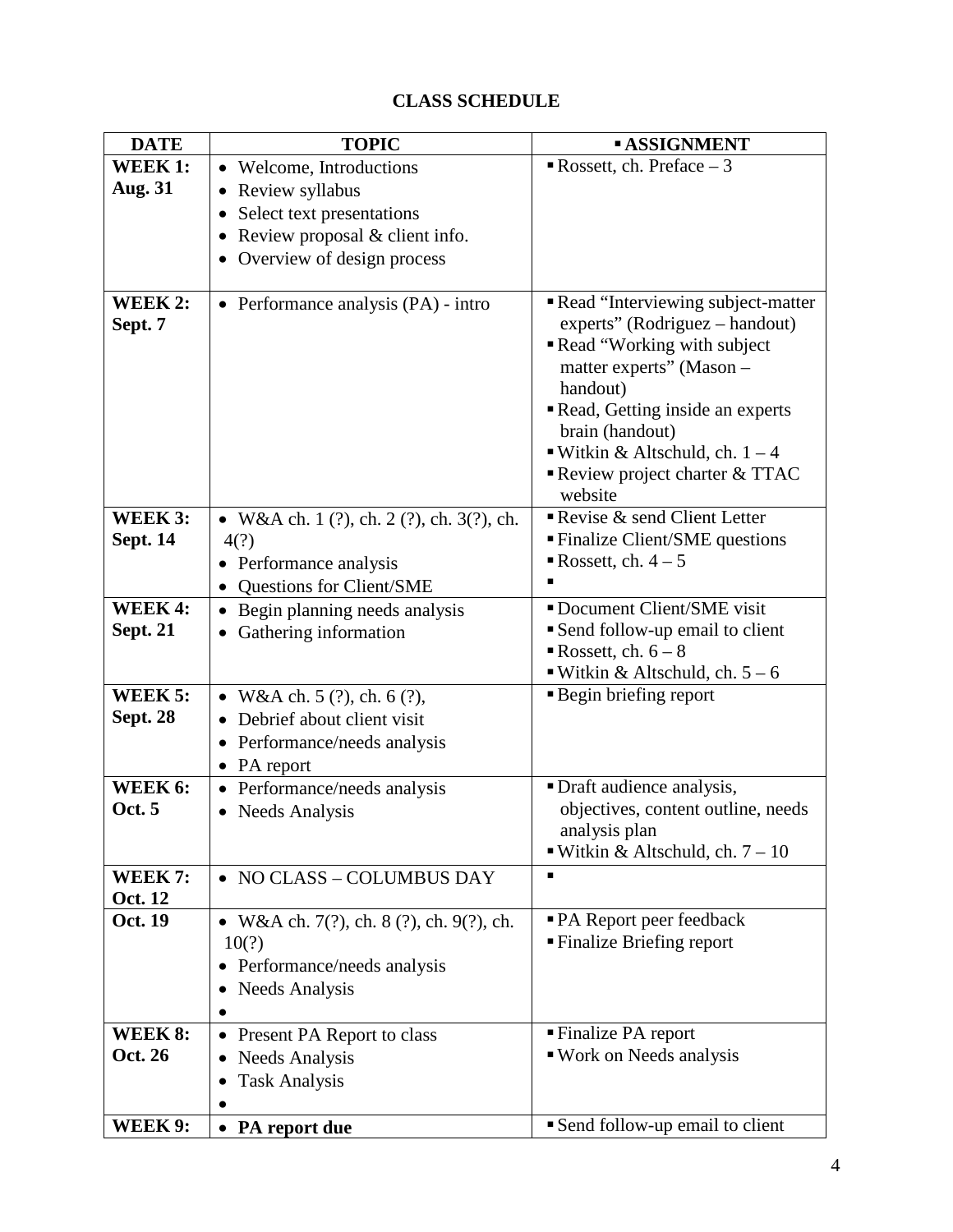# CLASS SCHEDULE

| DATE | TOPIC | ▪ ASSIGNMENT |
|---|---|---|
| **WEEK 1: Aug. 31** | • Welcome, Introductions<br>• Review syllabus<br>• Select text presentations<br>• Review proposal & client info.<br>• Overview of design process | ▪ Rossett, ch. Preface – 3 |
| **WEEK 2: Sept. 7** | • Performance analysis (PA) - intro | ▪ Read "Interviewing subject-matter experts" (Rodriguez – handout)<br>▪ Read "Working with subject matter experts" (Mason – handout)<br>▪ Read, Getting inside an experts brain (handout)<br>▪ Witkin & Altschuld, ch. 1 – 4<br>▪ Review project charter & TTAC website |
| **WEEK 3: Sept. 14** | • W&A ch. 1 (?), ch. 2 (?), ch. 3(?), ch. 4(?)<br>• Performance analysis<br>• Questions for Client/SME | ▪ Revise & send Client Letter<br>▪ Finalize Client/SME questions<br>▪ Rossett, ch. 4 – 5<br>▪ |
| **WEEK 4: Sept. 21** | • Begin planning needs analysis<br>• Gathering information | ▪ Document Client/SME visit<br>▪ Send follow-up email to client<br>▪ Rossett, ch. 6 – 8<br>▪ Witkin & Altschuld, ch. 5 – 6 |
| **WEEK 5: Sept. 28** | • W&A ch. 5 (?), ch. 6 (?),<br>• Debrief about client visit<br>• Performance/needs analysis<br>• PA report | ▪ Begin briefing report |
| **WEEK 6: Oct. 5** | • Performance/needs analysis<br>• Needs Analysis | ▪ Draft audience analysis, objectives, content outline, needs analysis plan<br>▪ Witkin & Altschuld, ch. 7 – 10 |
| **WEEK 7: Oct. 12** | • NO CLASS – COLUMBUS DAY | ▪ |
| **Oct. 19** | • W&A ch. 7(?), ch. 8 (?), ch. 9(?), ch. 10(?)<br>• Performance/needs analysis<br>• Needs Analysis<br>• | ▪ PA Report peer feedback<br>▪ Finalize Briefing report |
| **WEEK 8: Oct. 26** | • Present PA Report to class<br>• Needs Analysis<br>• Task Analysis<br>• | ▪ Finalize PA report<br>▪ Work on Needs analysis |
| **WEEK 9:** | • **PA report due** | ▪ Send follow-up email to client |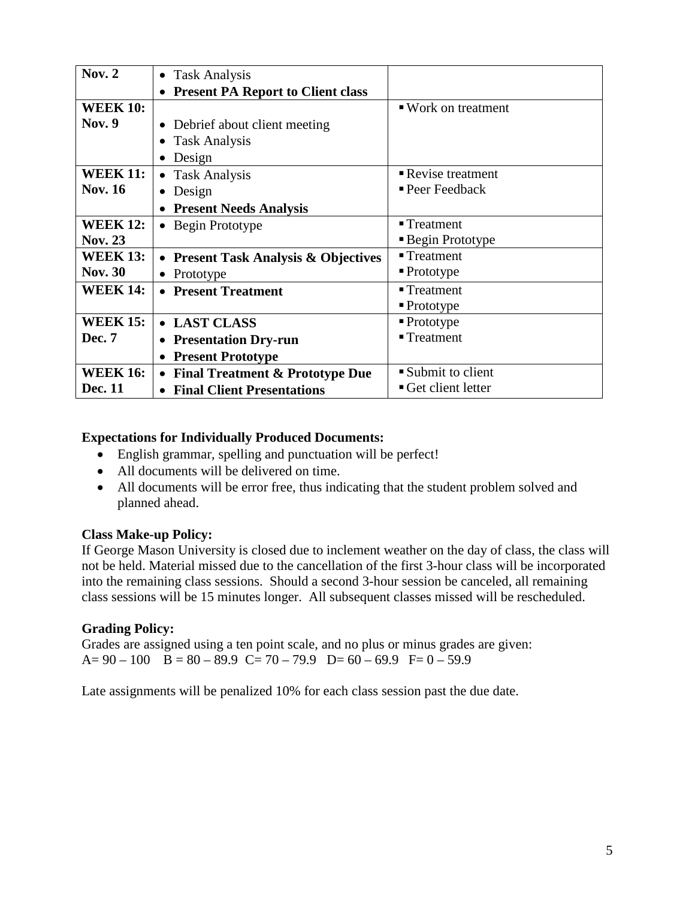| | | |
|---|---|---|
| **Nov. 2** | • Task Analysis<br>• **Present PA Report to Client class** | |
| **WEEK 10:**<br>**Nov. 9** | • Debrief about client meeting<br>• Task Analysis<br>• Design | ▪ Work on treatment |
| **WEEK 11:**<br>**Nov. 16** | • Task Analysis<br>• Design<br>• **Present Needs Analysis** | ▪ Revise treatment<br>▪ Peer Feedback |
| **WEEK 12:**<br>**Nov. 23** | • Begin Prototype | ▪ Treatment<br>▪ Begin Prototype |
| **WEEK 13:**<br>**Nov. 30** | • **Present Task Analysis & Objectives**<br>• Prototype | ▪ Treatment<br>▪ Prototype |
| **WEEK 14:** | • **Present Treatment** | ▪ Treatment<br>▪ Prototype |
| **WEEK 15:**<br>**Dec. 7** | • **LAST CLASS**<br>• **Presentation Dry-run**<br>• **Present Prototype** | ▪ Prototype<br>▪ Treatment |
| **WEEK 16:**<br>**Dec. 11** | • **Final Treatment & Prototype Due**<br>• **Final Client Presentations** | ▪ Submit to client<br>▪ Get client letter |

**Expectations for Individually Produced Documents:**

- English grammar, spelling and punctuation will be perfect!
- All documents will be delivered on time.
- All documents will be error free, thus indicating that the student problem solved and planned ahead.

**Class Make-up Policy:**

If George Mason University is closed due to inclement weather on the day of class, the class will not be held. Material missed due to the cancellation of the first 3-hour class will be incorporated into the remaining class sessions. Should a second 3-hour session be canceled, all remaining class sessions will be 15 minutes longer. All subsequent classes missed will be rescheduled.

**Grading Policy:**

Grades are assigned using a ten point scale, and no plus or minus grades are given:
A= 90 – 100 B = 80 – 89.9 C= 70 – 79.9 D= 60 – 69.9 F= 0 – 59.9

Late assignments will be penalized 10% for each class session past the due date.